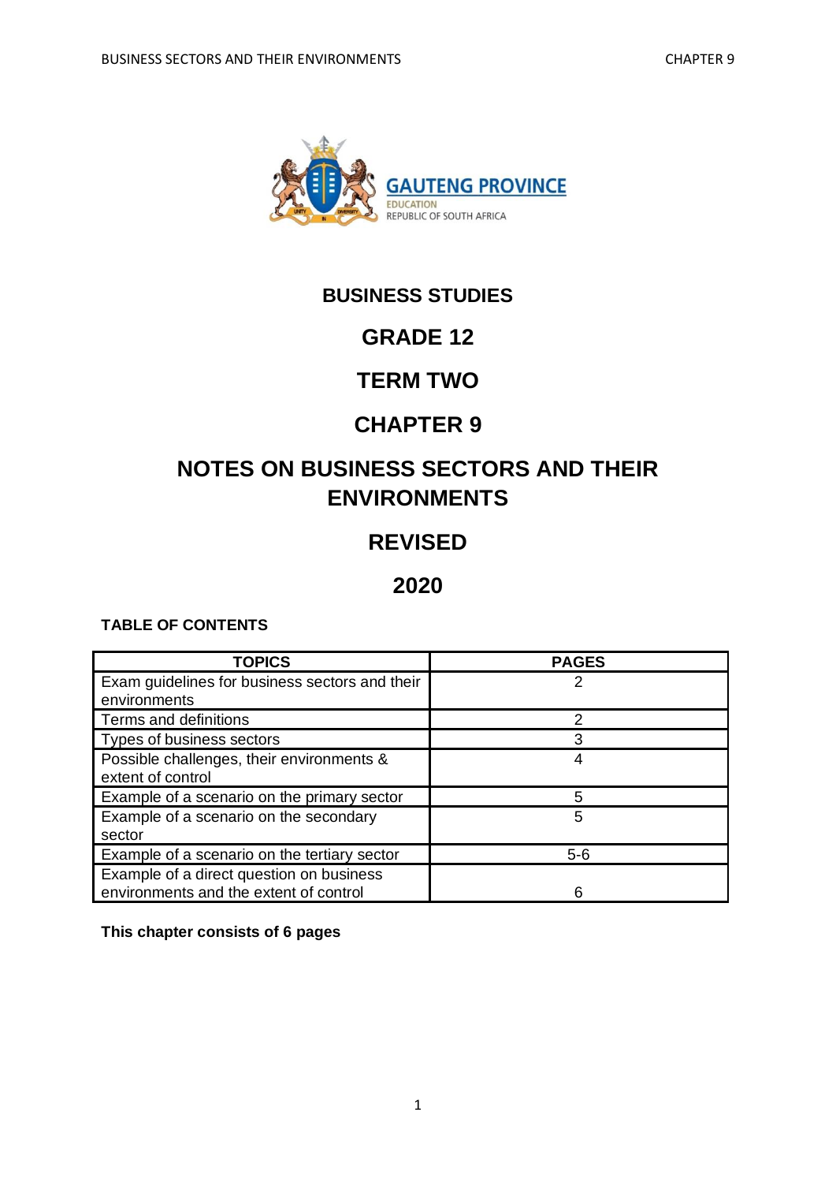GAUTENG PROVINCE
EDUCATION
REPUBLIC OF SOUTH AFRICA

# BUSINESS STUDIES

# GRADE 12

# TERM TWO

# CHAPTER 9

# NOTES ON BUSINESS SECTORS AND THEIR ENVIRONMENTS

# REVISED

# 2020

**TABLE OF CONTENTS**

| TOPICS | PAGES |
|---|---|
| Exam guidelines for business sectors and their environments | 2 |
| Terms and definitions | 2 |
| Types of business sectors | 3 |
| Possible challenges, their environments & extent of control | 4 |
| Example of a scenario on the primary sector | 5 |
| Example of a scenario on the secondary sector | 5 |
| Example of a scenario on the tertiary sector | 5-6 |
| Example of a direct question on business environments and the extent of control | 6 |

**This chapter consists of 6 pages**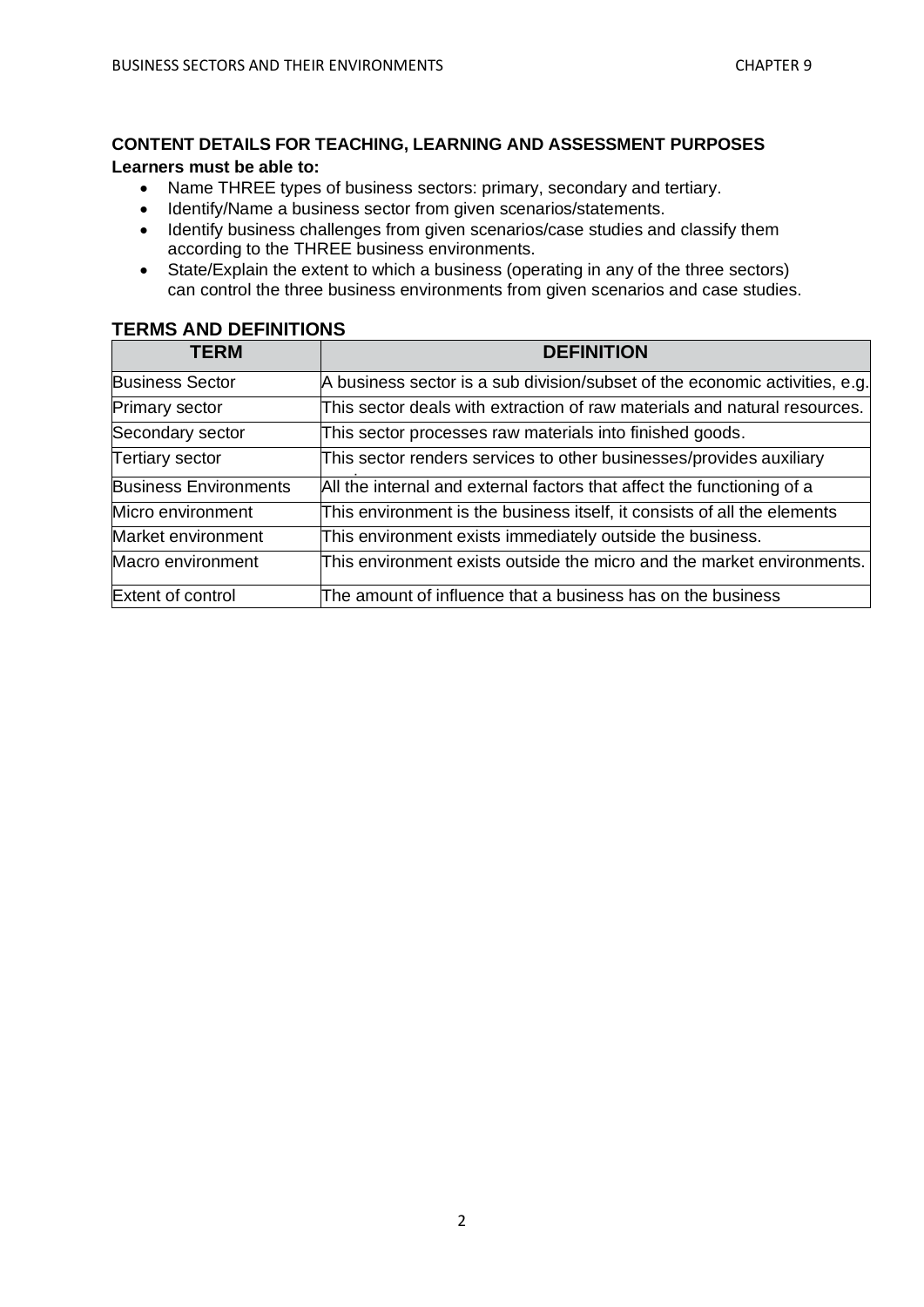**CONTENT DETAILS FOR TEACHING, LEARNING AND ASSESSMENT PURPOSES**

**Learners must be able to:**

- Name THREE types of business sectors: primary, secondary and tertiary.
- Identify/Name a business sector from given scenarios/statements.
- Identify business challenges from given scenarios/case studies and classify them according to the THREE business environments.
- State/Explain the extent to which a business (operating in any of the three sectors) can control the three business environments from given scenarios and case studies.

## TERMS AND DEFINITIONS

| TERM | DEFINITION |
|---|---|
| Business Sector | A business sector is a sub division/subset of the economic activities, e.g. |
| Primary sector | This sector deals with extraction of raw materials and natural resources. |
| Secondary sector | This sector processes raw materials into finished goods. |
| Tertiary sector | This sector renders services to other businesses/provides auxiliary |
| Business Environments | All the internal and external factors that affect the functioning of a |
| Micro environment | This environment is the business itself, it consists of all the elements |
| Market environment | This environment exists immediately outside the business. |
| Macro environment | This environment exists outside the micro and the market environments. |
| Extent of control | The amount of influence that a business has on the business |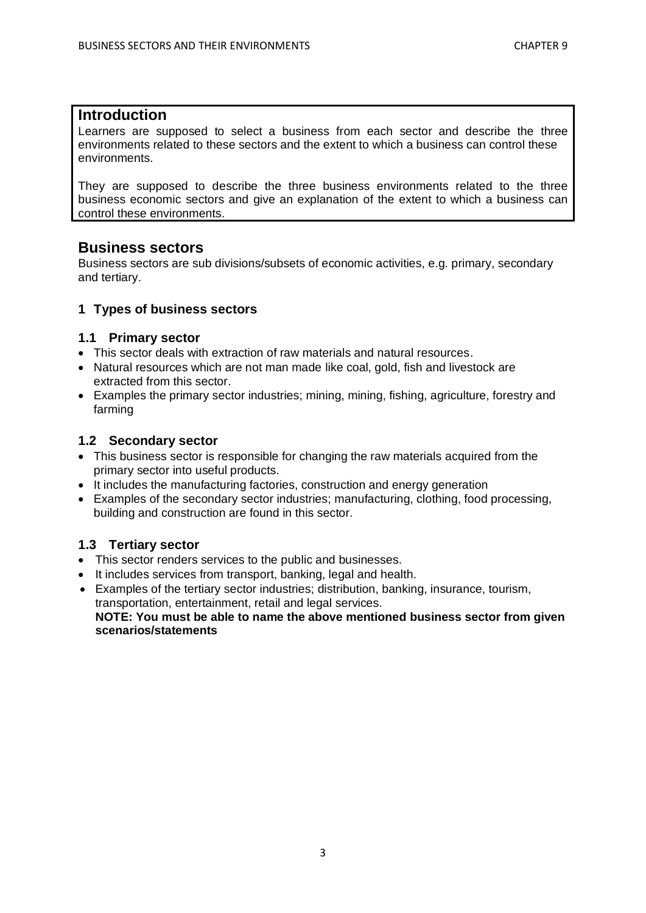## Introduction

Learners are supposed to select a business from each sector and describe the three environments related to these sectors and the extent to which a business can control these environments.

They are supposed to describe the three business environments related to the three business economic sectors and give an explanation of the extent to which a business can control these environments.

## Business sectors

Business sectors are sub divisions/subsets of economic activities, e.g. primary, secondary and tertiary.

### 1 Types of business sectors

#### 1.1 Primary sector

- This sector deals with extraction of raw materials and natural resources.
- Natural resources which are not man made like coal, gold, fish and livestock are extracted from this sector.
- Examples the primary sector industries; mining, mining, fishing, agriculture, forestry and farming

#### 1.2 Secondary sector

- This business sector is responsible for changing the raw materials acquired from the primary sector into useful products.
- It includes the manufacturing factories, construction and energy generation
- Examples of the secondary sector industries; manufacturing, clothing, food processing, building and construction are found in this sector.

#### 1.3 Tertiary sector

- This sector renders services to the public and businesses.
- It includes services from transport, banking, legal and health.
- Examples of the tertiary sector industries; distribution, banking, insurance, tourism, transportation, entertainment, retail and legal services.
  **NOTE: You must be able to name the above mentioned business sector from given scenarios/statements**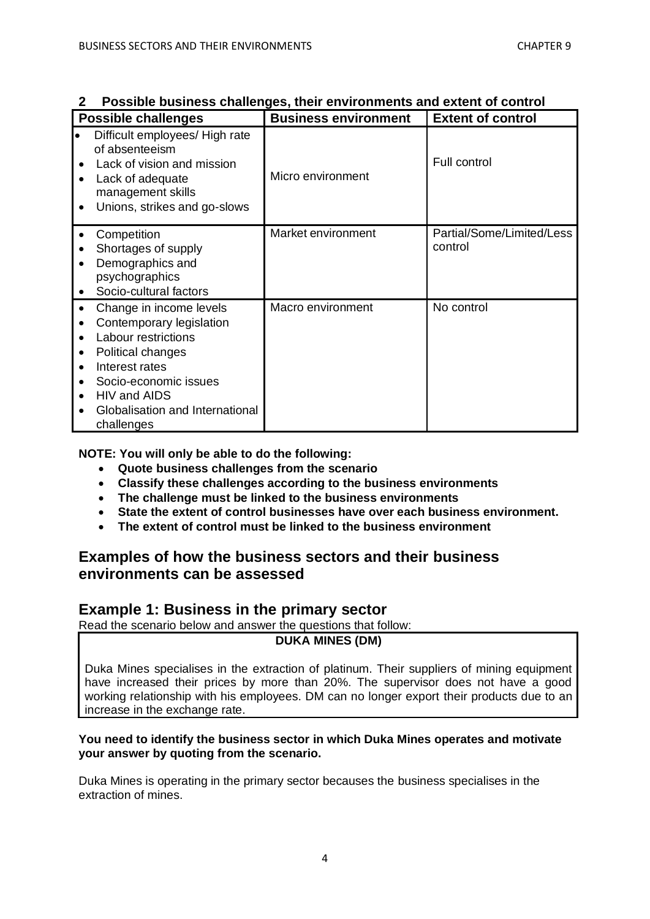## 2 Possible business challenges, their environments and extent of control

| Possible challenges | Business environment | Extent of control |
|---|---|---|
| • Difficult employees/ High rate of absenteeism<br>• Lack of vision and mission<br>• Lack of adequate management skills<br>• Unions, strikes and go-slows | Micro environment | Full control |
| • Competition<br>• Shortages of supply<br>• Demographics and psychographics<br>• Socio-cultural factors | Market environment | Partial/Some/Limited/Less control |
| • Change in income levels<br>• Contemporary legislation<br>• Labour restrictions<br>• Political changes<br>• Interest rates<br>• Socio-economic issues<br>• HIV and AIDS<br>• Globalisation and International challenges | Macro environment | No control |

**NOTE: You will only be able to do the following:**

- **Quote business challenges from the scenario**
- **Classify these challenges according to the business environments**
- **The challenge must be linked to the business environments**
- **State the extent of control businesses have over each business environment.**
- **The extent of control must be linked to the business environment**

## Examples of how the business sectors and their business environments can be assessed

## Example 1: Business in the primary sector

Read the scenario below and answer the questions that follow:

| **DUKA MINES (DM)** |
|---|
| Duka Mines specialises in the extraction of platinum. Their suppliers of mining equipment have increased their prices by more than 20%. The supervisor does not have a good working relationship with his employees. DM can no longer export their products due to an increase in the exchange rate. |

**You need to identify the business sector in which Duka Mines operates and motivate your answer by quoting from the scenario.**

Duka Mines is operating in the primary sector becauses the business specialises in the extraction of mines.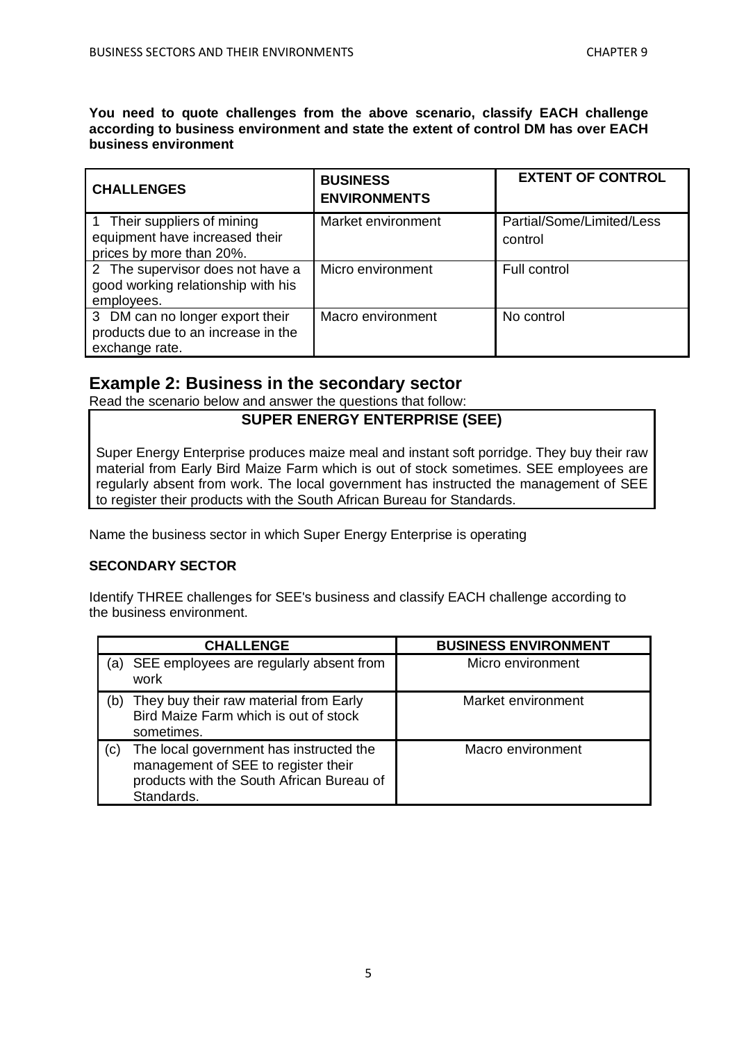**You need to quote challenges from the above scenario, classify EACH challenge according to business environment and state the extent of control DM has over EACH business environment**

| CHALLENGES | BUSINESS ENVIRONMENTS | EXTENT OF CONTROL |
|---|---|---|
| 1 Their suppliers of mining equipment have increased their prices by more than 20%. | Market environment | Partial/Some/Limited/Less control |
| 2 The supervisor does not have a good working relationship with his employees. | Micro environment | Full control |
| 3 DM can no longer export their products due to an increase in the exchange rate. | Macro environment | No control |

## Example 2: Business in the secondary sector

Read the scenario below and answer the questions that follow:

**SUPER ENERGY ENTERPRISE (SEE)**

Super Energy Enterprise produces maize meal and instant soft porridge. They buy their raw material from Early Bird Maize Farm which is out of stock sometimes. SEE employees are regularly absent from work. The local government has instructed the management of SEE to register their products with the South African Bureau for Standards.

Name the business sector in which Super Energy Enterprise is operating

**SECONDARY SECTOR**

Identify THREE challenges for SEE's business and classify EACH challenge according to the business environment.

| CHALLENGE | BUSINESS ENVIRONMENT |
|---|---|
| (a) SEE employees are regularly absent from work | Micro environment |
| (b) They buy their raw material from Early Bird Maize Farm which is out of stock sometimes. | Market environment |
| (c) The local government has instructed the management of SEE to register their products with the South African Bureau of Standards. | Macro environment |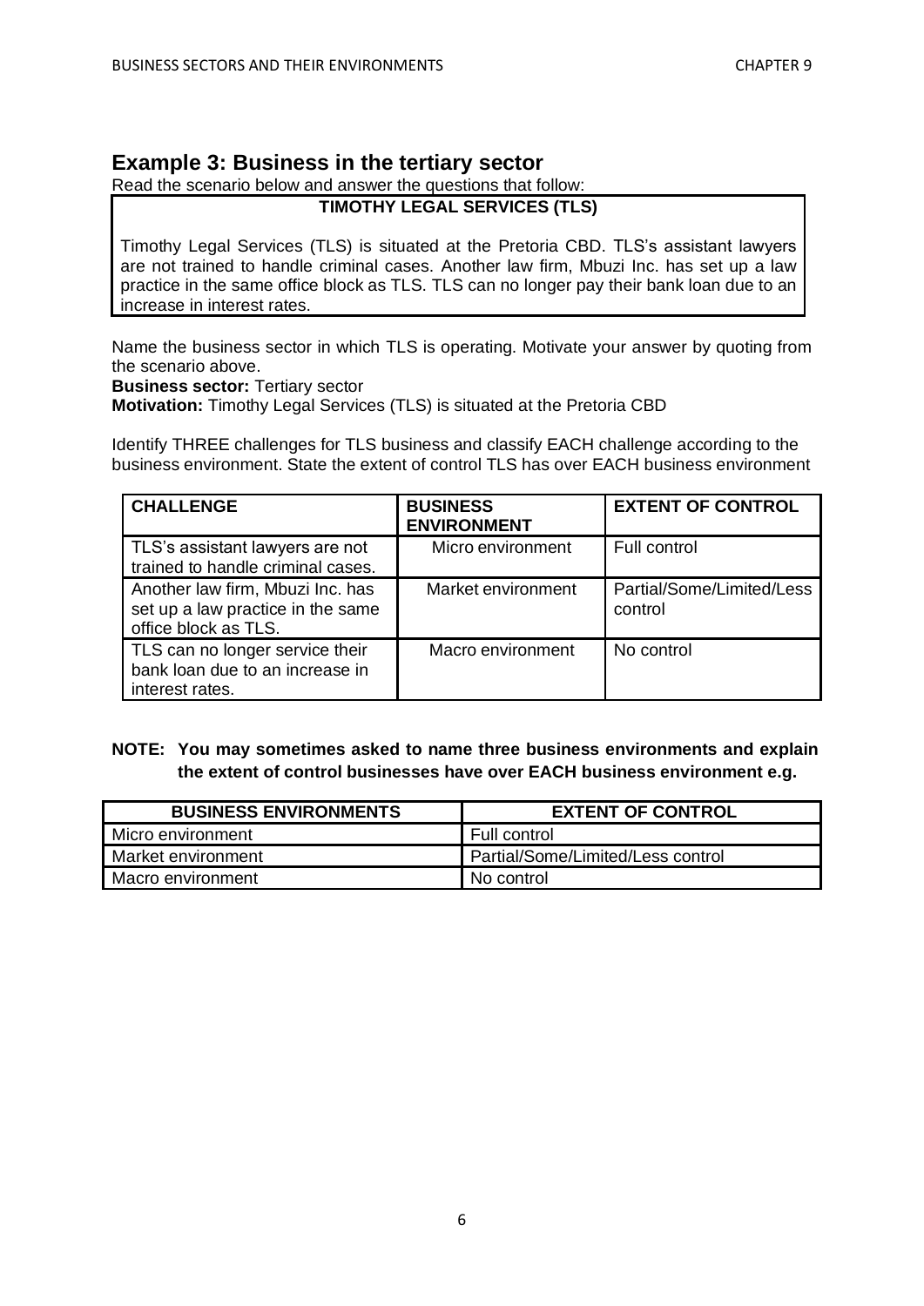## Example 3: Business in the tertiary sector

Read the scenario below and answer the questions that follow:

| TIMOTHY LEGAL SERVICES (TLS) |
|---|
| Timothy Legal Services (TLS) is situated at the Pretoria CBD. TLS's assistant lawyers are not trained to handle criminal cases. Another law firm, Mbuzi Inc. has set up a law practice in the same office block as TLS. TLS can no longer pay their bank loan due to an increase in interest rates. |

Name the business sector in which TLS is operating. Motivate your answer by quoting from the scenario above.

**Business sector:** Tertiary sector

**Motivation:** Timothy Legal Services (TLS) is situated at the Pretoria CBD

Identify THREE challenges for TLS business and classify EACH challenge according to the business environment. State the extent of control TLS has over EACH business environment

| CHALLENGE | BUSINESS ENVIRONMENT | EXTENT OF CONTROL |
|---|---|---|
| TLS's assistant lawyers are not trained to handle criminal cases. | Micro environment | Full control |
| Another law firm, Mbuzi Inc. has set up a law practice in the same office block as TLS. | Market environment | Partial/Some/Limited/Less control |
| TLS can no longer service their bank loan due to an increase in interest rates. | Macro environment | No control |

**NOTE: You may sometimes asked to name three business environments and explain the extent of control businesses have over EACH business environment e.g.**

| BUSINESS ENVIRONMENTS | EXTENT OF CONTROL |
|---|---|
| Micro environment | Full control |
| Market environment | Partial/Some/Limited/Less control |
| Macro environment | No control |